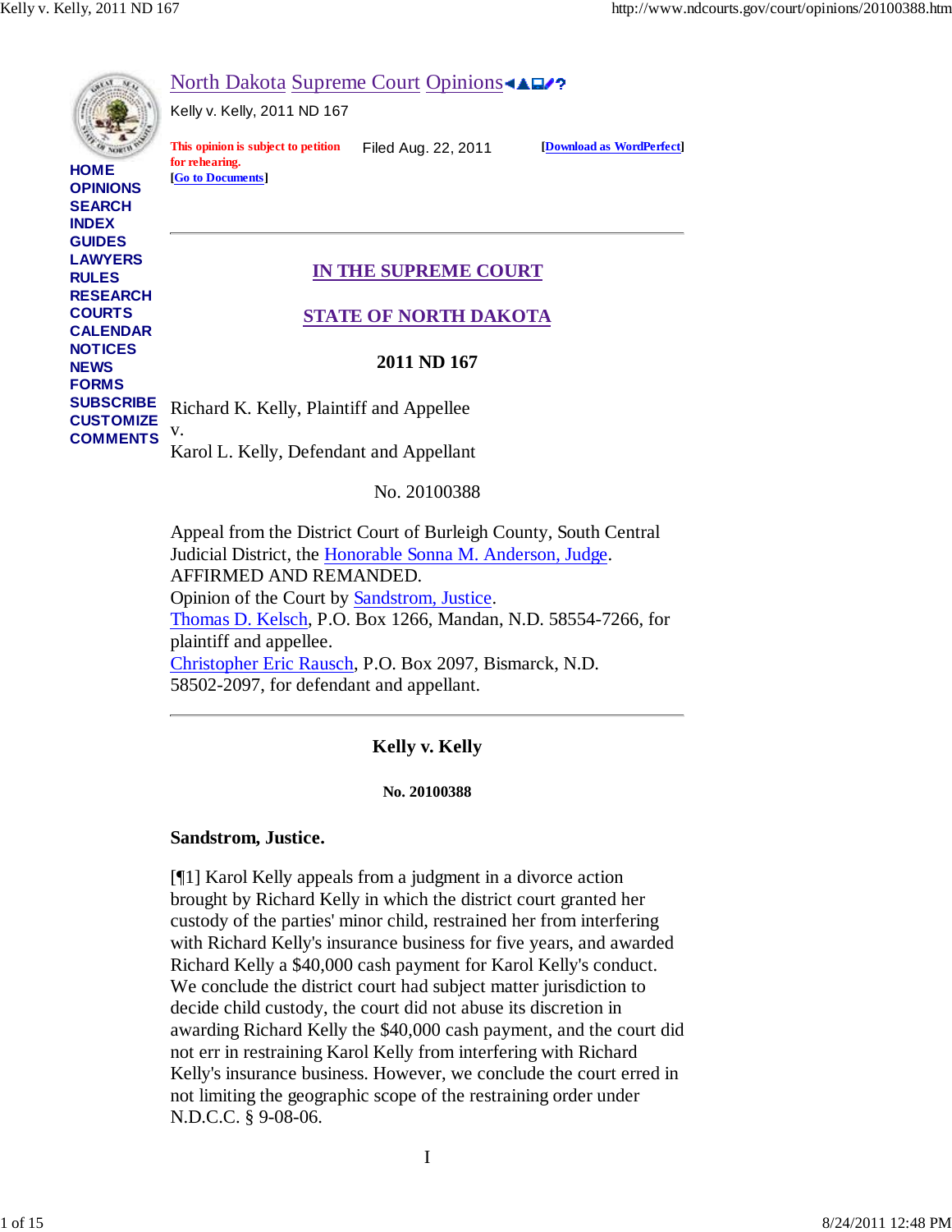# North Dakota Supreme Court Opinions

Kelly v. Kelly, 2011 ND 167

This opinion is subject to petition for rehearing.
[Go to Documents]

Filed Aug. 22, 2011

[Download as WordPerfect]

---

## IN THE SUPREME COURT

## STATE OF NORTH DAKOTA

**2011 ND 167**

Richard K. Kelly, Plaintiff and Appellee
v.
Karol L. Kelly, Defendant and Appellant

No. 20100388

Appeal from the District Court of Burleigh County, South Central Judicial District, the Honorable Sonna M. Anderson, Judge.
AFFIRMED AND REMANDED.
Opinion of the Court by Sandstrom, Justice.
Thomas D. Kelsch, P.O. Box 1266, Mandan, N.D. 58554-7266, for plaintiff and appellee.
Christopher Eric Rausch, P.O. Box 2097, Bismarck, N.D. 58502-2097, for defendant and appellant.

---

**Kelly v. Kelly**

**No. 20100388**

**Sandstrom, Justice.**

[¶1] Karol Kelly appeals from a judgment in a divorce action brought by Richard Kelly in which the district court granted her custody of the parties' minor child, restrained her from interfering with Richard Kelly's insurance business for five years, and awarded Richard Kelly a $40,000 cash payment for Karol Kelly's conduct. We conclude the district court had subject matter jurisdiction to decide child custody, the court did not abuse its discretion in awarding Richard Kelly the $40,000 cash payment, and the court did not err in restraining Karol Kelly from interfering with Richard Kelly's insurance business. However, we conclude the court erred in not limiting the geographic scope of the restraining order under N.D.C.C. § 9-08-06.

I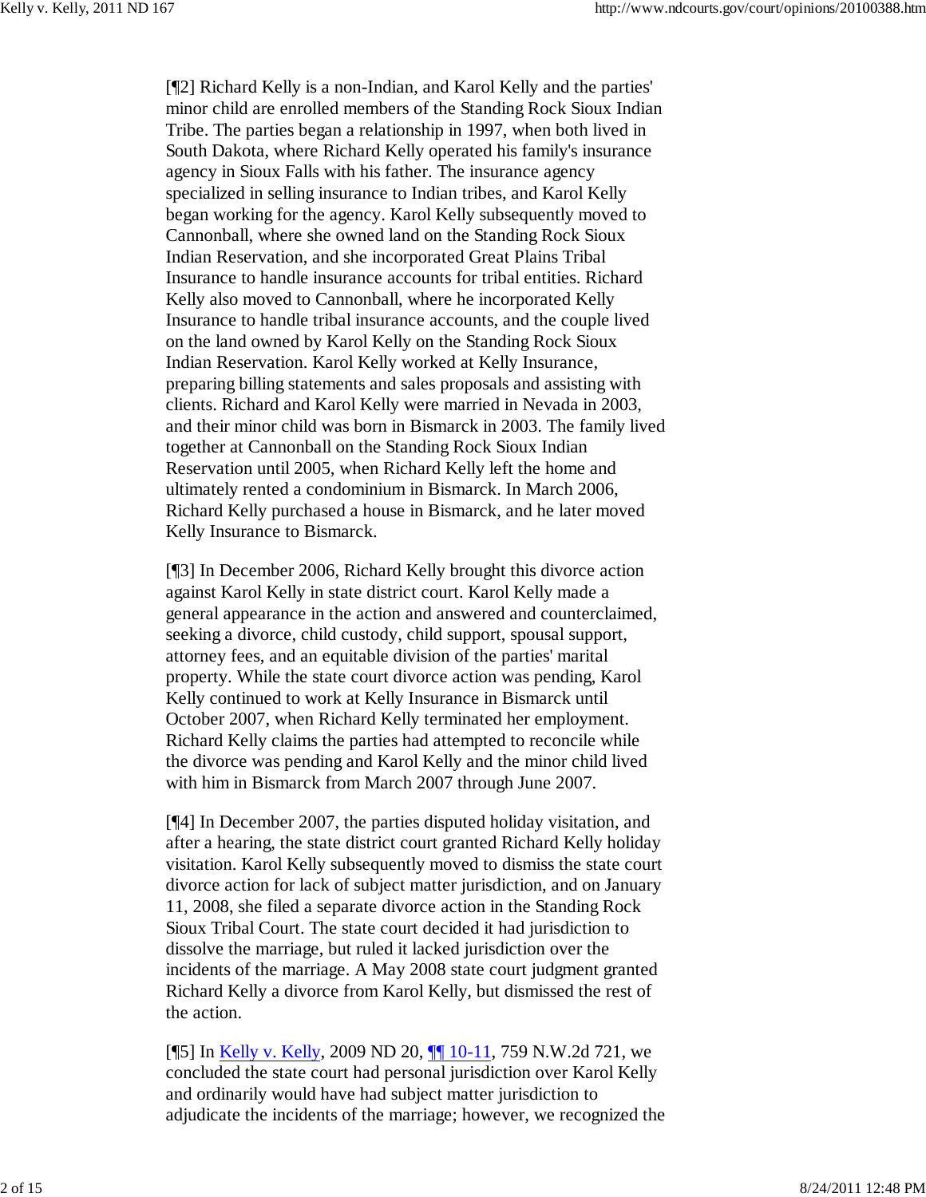[¶2] Richard Kelly is a non-Indian, and Karol Kelly and the parties' minor child are enrolled members of the Standing Rock Sioux Indian Tribe. The parties began a relationship in 1997, when both lived in South Dakota, where Richard Kelly operated his family's insurance agency in Sioux Falls with his father. The insurance agency specialized in selling insurance to Indian tribes, and Karol Kelly began working for the agency. Karol Kelly subsequently moved to Cannonball, where she owned land on the Standing Rock Sioux Indian Reservation, and she incorporated Great Plains Tribal Insurance to handle insurance accounts for tribal entities. Richard Kelly also moved to Cannonball, where he incorporated Kelly Insurance to handle tribal insurance accounts, and the couple lived on the land owned by Karol Kelly on the Standing Rock Sioux Indian Reservation. Karol Kelly worked at Kelly Insurance, preparing billing statements and sales proposals and assisting with clients. Richard and Karol Kelly were married in Nevada in 2003, and their minor child was born in Bismarck in 2003. The family lived together at Cannonball on the Standing Rock Sioux Indian Reservation until 2005, when Richard Kelly left the home and ultimately rented a condominium in Bismarck. In March 2006, Richard Kelly purchased a house in Bismarck, and he later moved Kelly Insurance to Bismarck.

[¶3] In December 2006, Richard Kelly brought this divorce action against Karol Kelly in state district court. Karol Kelly made a general appearance in the action and answered and counterclaimed, seeking a divorce, child custody, child support, spousal support, attorney fees, and an equitable division of the parties' marital property. While the state court divorce action was pending, Karol Kelly continued to work at Kelly Insurance in Bismarck until October 2007, when Richard Kelly terminated her employment. Richard Kelly claims the parties had attempted to reconcile while the divorce was pending and Karol Kelly and the minor child lived with him in Bismarck from March 2007 through June 2007.

[¶4] In December 2007, the parties disputed holiday visitation, and after a hearing, the state district court granted Richard Kelly holiday visitation. Karol Kelly subsequently moved to dismiss the state court divorce action for lack of subject matter jurisdiction, and on January 11, 2008, she filed a separate divorce action in the Standing Rock Sioux Tribal Court. The state court decided it had jurisdiction to dissolve the marriage, but ruled it lacked jurisdiction over the incidents of the marriage. A May 2008 state court judgment granted Richard Kelly a divorce from Karol Kelly, but dismissed the rest of the action.

[¶5] In Kelly v. Kelly, 2009 ND 20, ¶¶ 10-11, 759 N.W.2d 721, we concluded the state court had personal jurisdiction over Karol Kelly and ordinarily would have had subject matter jurisdiction to adjudicate the incidents of the marriage; however, we recognized the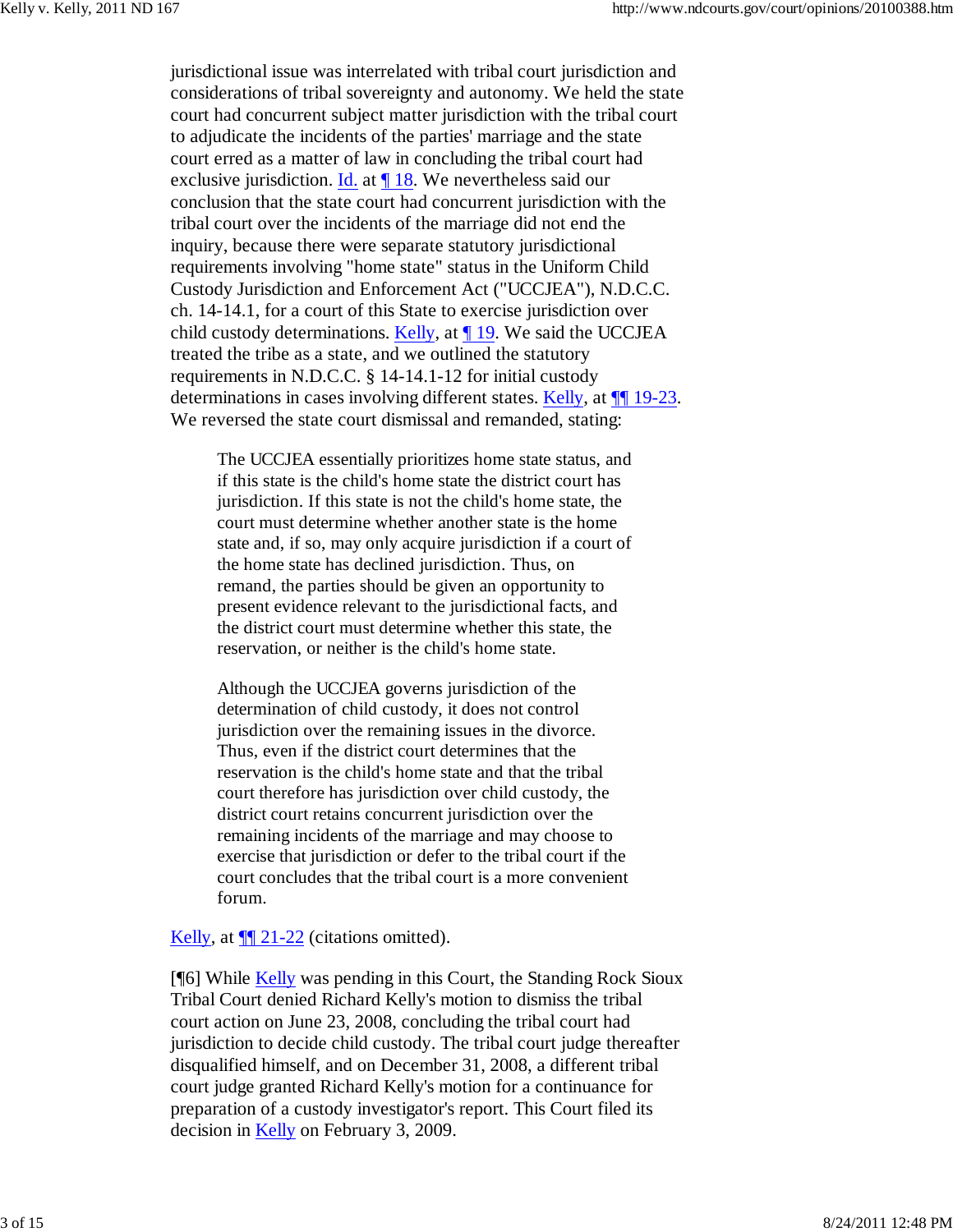jurisdictional issue was interrelated with tribal court jurisdiction and considerations of tribal sovereignty and autonomy. We held the state court had concurrent subject matter jurisdiction with the tribal court to adjudicate the incidents of the parties' marriage and the state court erred as a matter of law in concluding the tribal court had exclusive jurisdiction. Id. at ¶ 18. We nevertheless said our conclusion that the state court had concurrent jurisdiction with the tribal court over the incidents of the marriage did not end the inquiry, because there were separate statutory jurisdictional requirements involving "home state" status in the Uniform Child Custody Jurisdiction and Enforcement Act ("UCCJEA"), N.D.C.C. ch. 14-14.1, for a court of this State to exercise jurisdiction over child custody determinations. Kelly, at ¶ 19. We said the UCCJEA treated the tribe as a state, and we outlined the statutory requirements in N.D.C.C. § 14-14.1-12 for initial custody determinations in cases involving different states. Kelly, at ¶¶ 19-23. We reversed the state court dismissal and remanded, stating:

> The UCCJEA essentially prioritizes home state status, and if this state is the child's home state the district court has jurisdiction. If this state is not the child's home state, the court must determine whether another state is the home state and, if so, may only acquire jurisdiction if a court of the home state has declined jurisdiction. Thus, on remand, the parties should be given an opportunity to present evidence relevant to the jurisdictional facts, and the district court must determine whether this state, the reservation, or neither is the child's home state.
>
> Although the UCCJEA governs jurisdiction of the determination of child custody, it does not control jurisdiction over the remaining issues in the divorce. Thus, even if the district court determines that the reservation is the child's home state and that the tribal court therefore has jurisdiction over child custody, the district court retains concurrent jurisdiction over the remaining incidents of the marriage and may choose to exercise that jurisdiction or defer to the tribal court if the court concludes that the tribal court is a more convenient forum.

Kelly, at ¶¶ 21-22 (citations omitted).

[¶6] While Kelly was pending in this Court, the Standing Rock Sioux Tribal Court denied Richard Kelly's motion to dismiss the tribal court action on June 23, 2008, concluding the tribal court had jurisdiction to decide child custody. The tribal court judge thereafter disqualified himself, and on December 31, 2008, a different tribal court judge granted Richard Kelly's motion for a continuance for preparation of a custody investigator's report. This Court filed its decision in Kelly on February 3, 2009.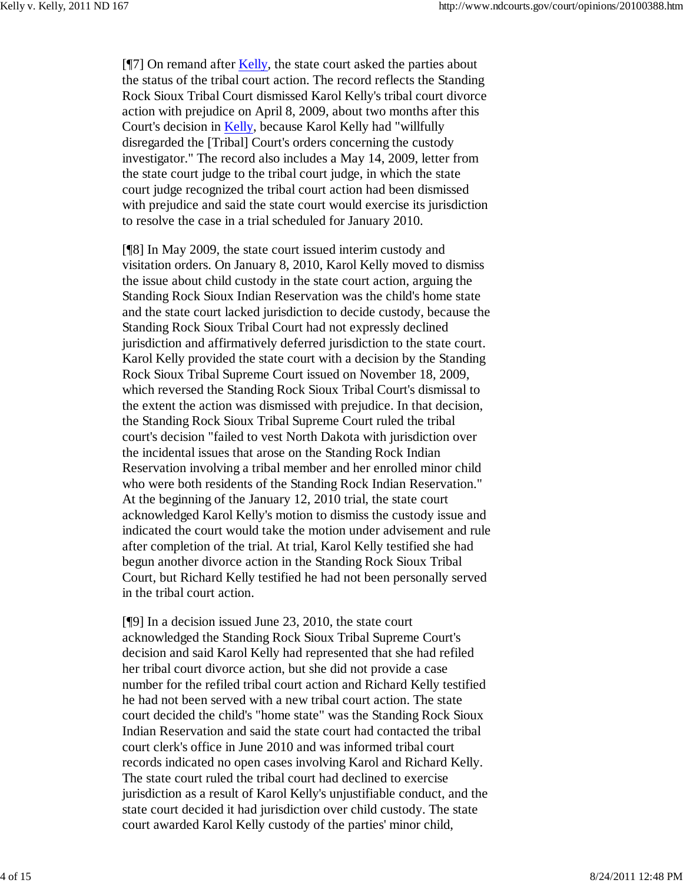[¶7] On remand after Kelly, the state court asked the parties about the status of the tribal court action. The record reflects the Standing Rock Sioux Tribal Court dismissed Karol Kelly's tribal court divorce action with prejudice on April 8, 2009, about two months after this Court's decision in Kelly, because Karol Kelly had "willfully disregarded the [Tribal] Court's orders concerning the custody investigator." The record also includes a May 14, 2009, letter from the state court judge to the tribal court judge, in which the state court judge recognized the tribal court action had been dismissed with prejudice and said the state court would exercise its jurisdiction to resolve the case in a trial scheduled for January 2010.

[¶8] In May 2009, the state court issued interim custody and visitation orders. On January 8, 2010, Karol Kelly moved to dismiss the issue about child custody in the state court action, arguing the Standing Rock Sioux Indian Reservation was the child's home state and the state court lacked jurisdiction to decide custody, because the Standing Rock Sioux Tribal Court had not expressly declined jurisdiction and affirmatively deferred jurisdiction to the state court. Karol Kelly provided the state court with a decision by the Standing Rock Sioux Tribal Supreme Court issued on November 18, 2009, which reversed the Standing Rock Sioux Tribal Court's dismissal to the extent the action was dismissed with prejudice. In that decision, the Standing Rock Sioux Tribal Supreme Court ruled the tribal court's decision "failed to vest North Dakota with jurisdiction over the incidental issues that arose on the Standing Rock Indian Reservation involving a tribal member and her enrolled minor child who were both residents of the Standing Rock Indian Reservation." At the beginning of the January 12, 2010 trial, the state court acknowledged Karol Kelly's motion to dismiss the custody issue and indicated the court would take the motion under advisement and rule after completion of the trial. At trial, Karol Kelly testified she had begun another divorce action in the Standing Rock Sioux Tribal Court, but Richard Kelly testified he had not been personally served in the tribal court action.

[¶9] In a decision issued June 23, 2010, the state court acknowledged the Standing Rock Sioux Tribal Supreme Court's decision and said Karol Kelly had represented that she had refiled her tribal court divorce action, but she did not provide a case number for the refiled tribal court action and Richard Kelly testified he had not been served with a new tribal court action. The state court decided the child's "home state" was the Standing Rock Sioux Indian Reservation and said the state court had contacted the tribal court clerk's office in June 2010 and was informed tribal court records indicated no open cases involving Karol and Richard Kelly. The state court ruled the tribal court had declined to exercise jurisdiction as a result of Karol Kelly's unjustifiable conduct, and the state court decided it had jurisdiction over child custody. The state court awarded Karol Kelly custody of the parties' minor child,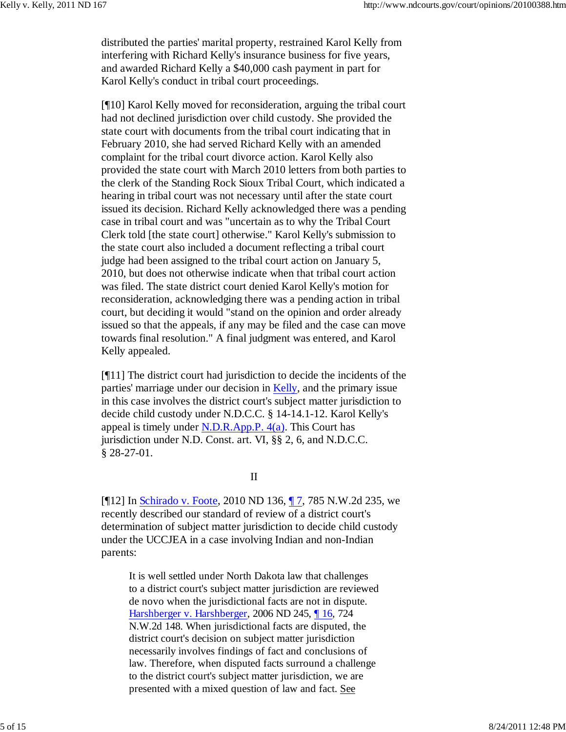distributed the parties' marital property, restrained Karol Kelly from interfering with Richard Kelly's insurance business for five years, and awarded Richard Kelly a $40,000 cash payment in part for Karol Kelly's conduct in tribal court proceedings.

[¶10] Karol Kelly moved for reconsideration, arguing the tribal court had not declined jurisdiction over child custody. She provided the state court with documents from the tribal court indicating that in February 2010, she had served Richard Kelly with an amended complaint for the tribal court divorce action. Karol Kelly also provided the state court with March 2010 letters from both parties to the clerk of the Standing Rock Sioux Tribal Court, which indicated a hearing in tribal court was not necessary until after the state court issued its decision. Richard Kelly acknowledged there was a pending case in tribal court and was "uncertain as to why the Tribal Court Clerk told [the state court] otherwise." Karol Kelly's submission to the state court also included a document reflecting a tribal court judge had been assigned to the tribal court action on January 5, 2010, but does not otherwise indicate when that tribal court action was filed. The state district court denied Karol Kelly's motion for reconsideration, acknowledging there was a pending action in tribal court, but deciding it would "stand on the opinion and order already issued so that the appeals, if any may be filed and the case can move towards final resolution." A final judgment was entered, and Karol Kelly appealed.

[¶11] The district court had jurisdiction to decide the incidents of the parties' marriage under our decision in Kelly, and the primary issue in this case involves the district court's subject matter jurisdiction to decide child custody under N.D.C.C. § 14-14.1-12. Karol Kelly's appeal is timely under N.D.R.App.P. 4(a). This Court has jurisdiction under N.D. Const. art. VI, §§ 2, 6, and N.D.C.C. § 28-27-01.

II

[¶12] In Schirado v. Foote, 2010 ND 136, ¶ 7, 785 N.W.2d 235, we recently described our standard of review of a district court's determination of subject matter jurisdiction to decide child custody under the UCCJEA in a case involving Indian and non-Indian parents:

> It is well settled under North Dakota law that challenges to a district court's subject matter jurisdiction are reviewed de novo when the jurisdictional facts are not in dispute. Harshberger v. Harshberger, 2006 ND 245, ¶ 16, 724 N.W.2d 148. When jurisdictional facts are disputed, the district court's decision on subject matter jurisdiction necessarily involves findings of fact and conclusions of law. Therefore, when disputed facts surround a challenge to the district court's subject matter jurisdiction, we are presented with a mixed question of law and fact. See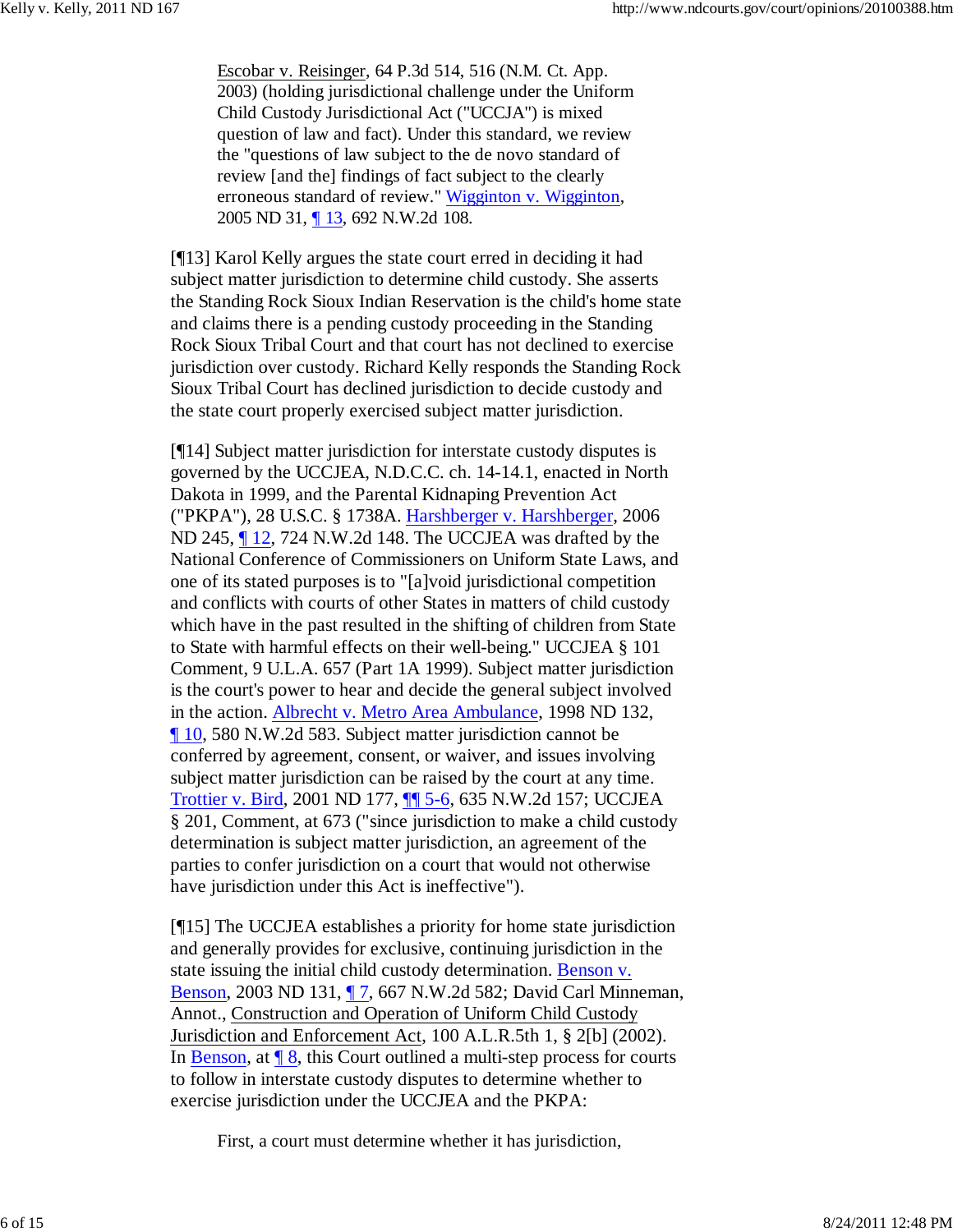Escobar v. Reisinger, 64 P.3d 514, 516 (N.M. Ct. App. 2003) (holding jurisdictional challenge under the Uniform Child Custody Jurisdictional Act ("UCCJA") is mixed question of law and fact). Under this standard, we review the "questions of law subject to the de novo standard of review [and the] findings of fact subject to the clearly erroneous standard of review." Wigginton v. Wigginton, 2005 ND 31, ¶ 13, 692 N.W.2d 108.

[¶13] Karol Kelly argues the state court erred in deciding it had subject matter jurisdiction to determine child custody. She asserts the Standing Rock Sioux Indian Reservation is the child's home state and claims there is a pending custody proceeding in the Standing Rock Sioux Tribal Court and that court has not declined to exercise jurisdiction over custody. Richard Kelly responds the Standing Rock Sioux Tribal Court has declined jurisdiction to decide custody and the state court properly exercised subject matter jurisdiction.

[¶14] Subject matter jurisdiction for interstate custody disputes is governed by the UCCJEA, N.D.C.C. ch. 14-14.1, enacted in North Dakota in 1999, and the Parental Kidnaping Prevention Act ("PKPA"), 28 U.S.C. § 1738A. Harshberger v. Harshberger, 2006 ND 245, ¶ 12, 724 N.W.2d 148. The UCCJEA was drafted by the National Conference of Commissioners on Uniform State Laws, and one of its stated purposes is to "[a]void jurisdictional competition and conflicts with courts of other States in matters of child custody which have in the past resulted in the shifting of children from State to State with harmful effects on their well-being." UCCJEA § 101 Comment, 9 U.L.A. 657 (Part 1A 1999). Subject matter jurisdiction is the court's power to hear and decide the general subject involved in the action. Albrecht v. Metro Area Ambulance, 1998 ND 132, ¶ 10, 580 N.W.2d 583. Subject matter jurisdiction cannot be conferred by agreement, consent, or waiver, and issues involving subject matter jurisdiction can be raised by the court at any time. Trottier v. Bird, 2001 ND 177, ¶¶ 5-6, 635 N.W.2d 157; UCCJEA § 201, Comment, at 673 ("since jurisdiction to make a child custody determination is subject matter jurisdiction, an agreement of the parties to confer jurisdiction on a court that would not otherwise have jurisdiction under this Act is ineffective").

[¶15] The UCCJEA establishes a priority for home state jurisdiction and generally provides for exclusive, continuing jurisdiction in the state issuing the initial child custody determination. Benson v. Benson, 2003 ND 131, ¶ 7, 667 N.W.2d 582; David Carl Minneman, Annot., Construction and Operation of Uniform Child Custody Jurisdiction and Enforcement Act, 100 A.L.R.5th 1, § 2[b] (2002). In Benson, at ¶ 8, this Court outlined a multi-step process for courts to follow in interstate custody disputes to determine whether to exercise jurisdiction under the UCCJEA and the PKPA:

> First, a court must determine whether it has jurisdiction,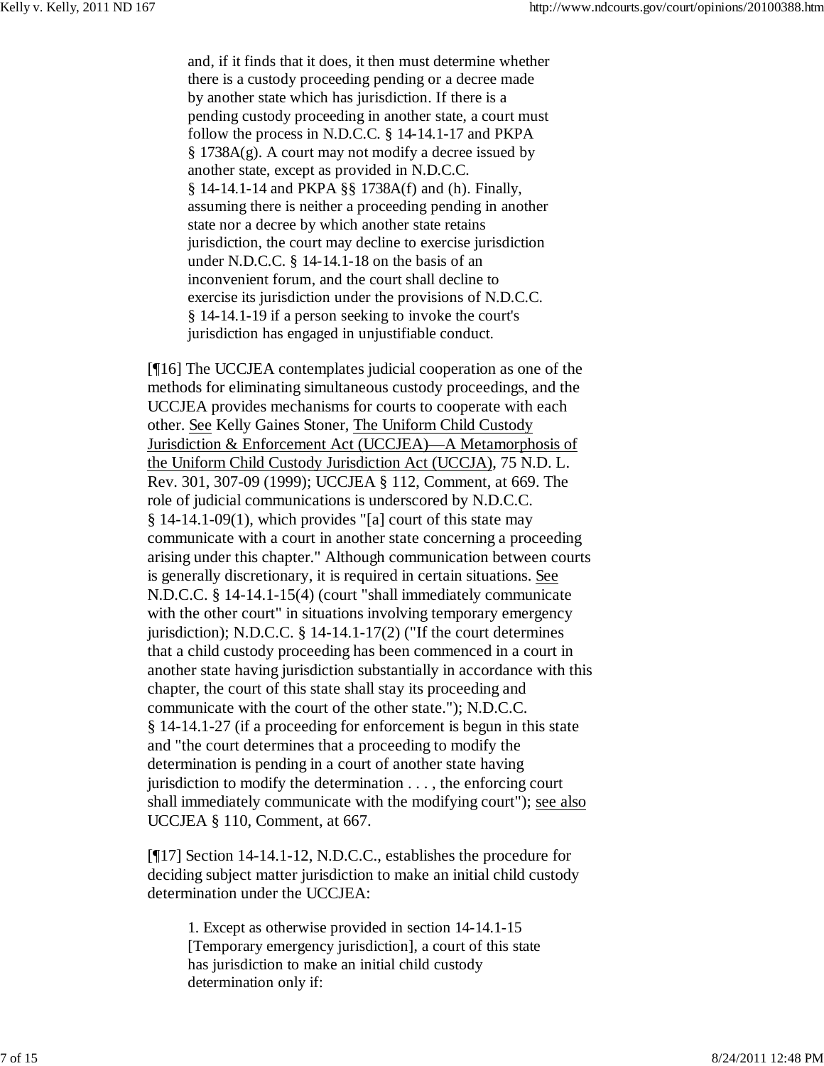> and, if it finds that it does, it then must determine whether there is a custody proceeding pending or a decree made by another state which has jurisdiction. If there is a pending custody proceeding in another state, a court must follow the process in N.D.C.C. § 14-14.1-17 and PKPA § 1738A(g). A court may not modify a decree issued by another state, except as provided in N.D.C.C. § 14-14.1-14 and PKPA §§ 1738A(f) and (h). Finally, assuming there is neither a proceeding pending in another state nor a decree by which another state retains jurisdiction, the court may decline to exercise jurisdiction under N.D.C.C. § 14-14.1-18 on the basis of an inconvenient forum, and the court shall decline to exercise its jurisdiction under the provisions of N.D.C.C. § 14-14.1-19 if a person seeking to invoke the court's jurisdiction has engaged in unjustifiable conduct.

[¶16] The UCCJEA contemplates judicial cooperation as one of the methods for eliminating simultaneous custody proceedings, and the UCCJEA provides mechanisms for courts to cooperate with each other. See Kelly Gaines Stoner, The Uniform Child Custody Jurisdiction & Enforcement Act (UCCJEA)—A Metamorphosis of the Uniform Child Custody Jurisdiction Act (UCCJA), 75 N.D. L. Rev. 301, 307-09 (1999); UCCJEA § 112, Comment, at 669. The role of judicial communications is underscored by N.D.C.C. § 14-14.1-09(1), which provides "[a] court of this state may communicate with a court in another state concerning a proceeding arising under this chapter." Although communication between courts is generally discretionary, it is required in certain situations. See N.D.C.C. § 14-14.1-15(4) (court "shall immediately communicate with the other court" in situations involving temporary emergency jurisdiction); N.D.C.C. § 14-14.1-17(2) ("If the court determines that a child custody proceeding has been commenced in a court in another state having jurisdiction substantially in accordance with this chapter, the court of this state shall stay its proceeding and communicate with the court of the other state."); N.D.C.C. § 14-14.1-27 (if a proceeding for enforcement is begun in this state and "the court determines that a proceeding to modify the determination is pending in a court of another state having jurisdiction to modify the determination . . . , the enforcing court shall immediately communicate with the modifying court"); see also UCCJEA § 110, Comment, at 667.

[¶17] Section 14-14.1-12, N.D.C.C., establishes the procedure for deciding subject matter jurisdiction to make an initial child custody determination under the UCCJEA:

> 1. Except as otherwise provided in section 14-14.1-15 [Temporary emergency jurisdiction], a court of this state has jurisdiction to make an initial child custody determination only if: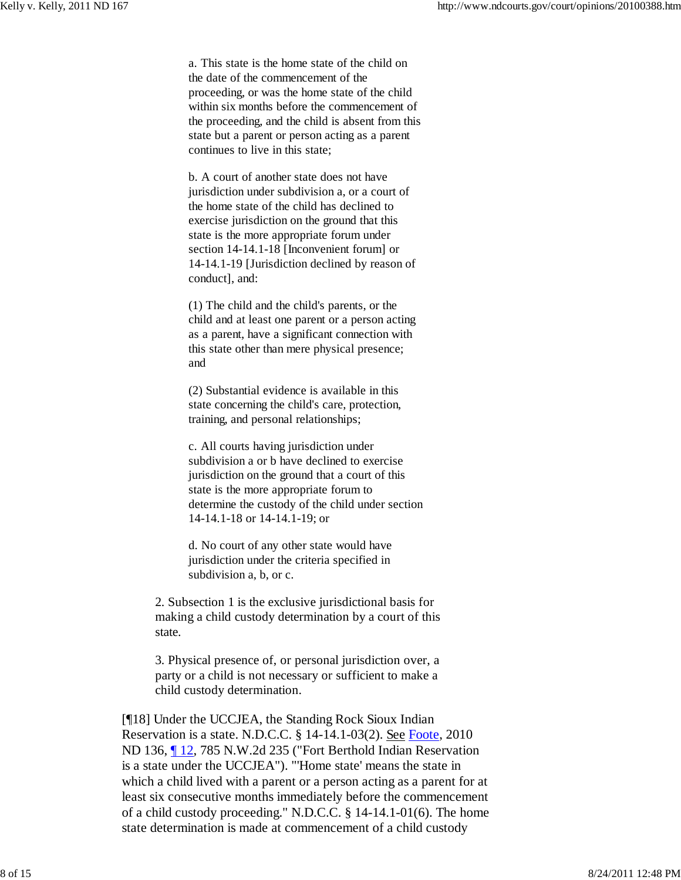a. This state is the home state of the child on the date of the commencement of the proceeding, or was the home state of the child within six months before the commencement of the proceeding, and the child is absent from this state but a parent or person acting as a parent continues to live in this state;

b. A court of another state does not have jurisdiction under subdivision a, or a court of the home state of the child has declined to exercise jurisdiction on the ground that this state is the more appropriate forum under section 14-14.1-18 [Inconvenient forum] or 14-14.1-19 [Jurisdiction declined by reason of conduct], and:

(1) The child and the child's parents, or the child and at least one parent or a person acting as a parent, have a significant connection with this state other than mere physical presence; and

(2) Substantial evidence is available in this state concerning the child's care, protection, training, and personal relationships;

c. All courts having jurisdiction under subdivision a or b have declined to exercise jurisdiction on the ground that a court of this state is the more appropriate forum to determine the custody of the child under section 14-14.1-18 or 14-14.1-19; or

d. No court of any other state would have jurisdiction under the criteria specified in subdivision a, b, or c.

2. Subsection 1 is the exclusive jurisdictional basis for making a child custody determination by a court of this state.

3. Physical presence of, or personal jurisdiction over, a party or a child is not necessary or sufficient to make a child custody determination.

[¶18] Under the UCCJEA, the Standing Rock Sioux Indian Reservation is a state. N.D.C.C. § 14-14.1-03(2). See Foote, 2010 ND 136, ¶ 12, 785 N.W.2d 235 ("Fort Berthold Indian Reservation is a state under the UCCJEA"). "'Home state' means the state in which a child lived with a parent or a person acting as a parent for at least six consecutive months immediately before the commencement of a child custody proceeding." N.D.C.C. § 14-14.1-01(6). The home state determination is made at commencement of a child custody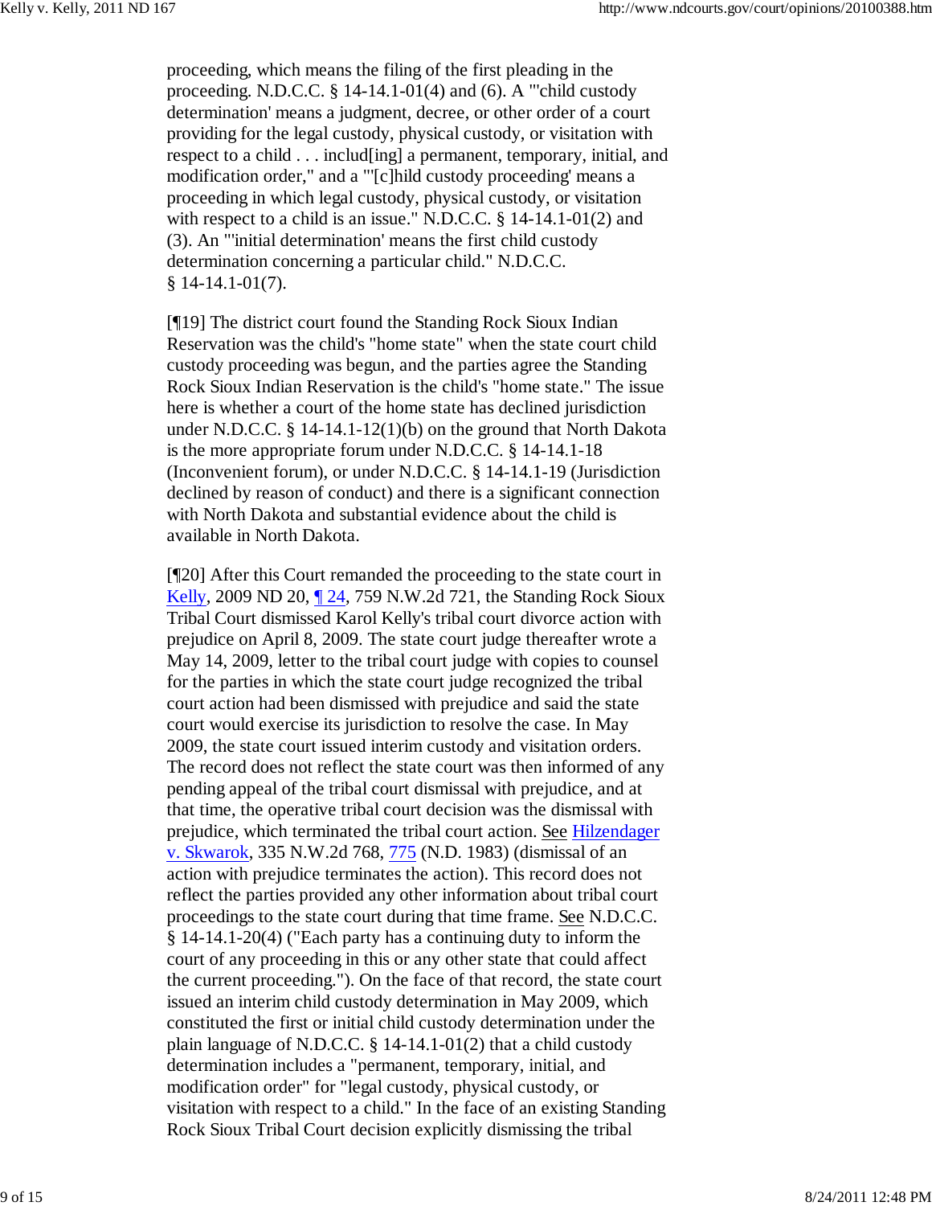proceeding, which means the filing of the first pleading in the proceeding. N.D.C.C. § 14-14.1-01(4) and (6). A "'child custody determination' means a judgment, decree, or other order of a court providing for the legal custody, physical custody, or visitation with respect to a child . . . includ[ing] a permanent, temporary, initial, and modification order," and a "'[c]hild custody proceeding' means a proceeding in which legal custody, physical custody, or visitation with respect to a child is an issue." N.D.C.C. § 14-14.1-01(2) and (3). An "'initial determination' means the first child custody determination concerning a particular child." N.D.C.C. § 14-14.1-01(7).

[¶19] The district court found the Standing Rock Sioux Indian Reservation was the child's "home state" when the state court child custody proceeding was begun, and the parties agree the Standing Rock Sioux Indian Reservation is the child's "home state." The issue here is whether a court of the home state has declined jurisdiction under N.D.C.C. § 14-14.1-12(1)(b) on the ground that North Dakota is the more appropriate forum under N.D.C.C. § 14-14.1-18 (Inconvenient forum), or under N.D.C.C. § 14-14.1-19 (Jurisdiction declined by reason of conduct) and there is a significant connection with North Dakota and substantial evidence about the child is available in North Dakota.

[¶20] After this Court remanded the proceeding to the state court in Kelly, 2009 ND 20, ¶ 24, 759 N.W.2d 721, the Standing Rock Sioux Tribal Court dismissed Karol Kelly's tribal court divorce action with prejudice on April 8, 2009. The state court judge thereafter wrote a May 14, 2009, letter to the tribal court judge with copies to counsel for the parties in which the state court judge recognized the tribal court action had been dismissed with prejudice and said the state court would exercise its jurisdiction to resolve the case. In May 2009, the state court issued interim custody and visitation orders. The record does not reflect the state court was then informed of any pending appeal of the tribal court dismissal with prejudice, and at that time, the operative tribal court decision was the dismissal with prejudice, which terminated the tribal court action. See Hilzendager v. Skwarok, 335 N.W.2d 768, 775 (N.D. 1983) (dismissal of an action with prejudice terminates the action). This record does not reflect the parties provided any other information about tribal court proceedings to the state court during that time frame. See N.D.C.C. § 14-14.1-20(4) ("Each party has a continuing duty to inform the court of any proceeding in this or any other state that could affect the current proceeding."). On the face of that record, the state court issued an interim child custody determination in May 2009, which constituted the first or initial child custody determination under the plain language of N.D.C.C. § 14-14.1-01(2) that a child custody determination includes a "permanent, temporary, initial, and modification order" for "legal custody, physical custody, or visitation with respect to a child." In the face of an existing Standing Rock Sioux Tribal Court decision explicitly dismissing the tribal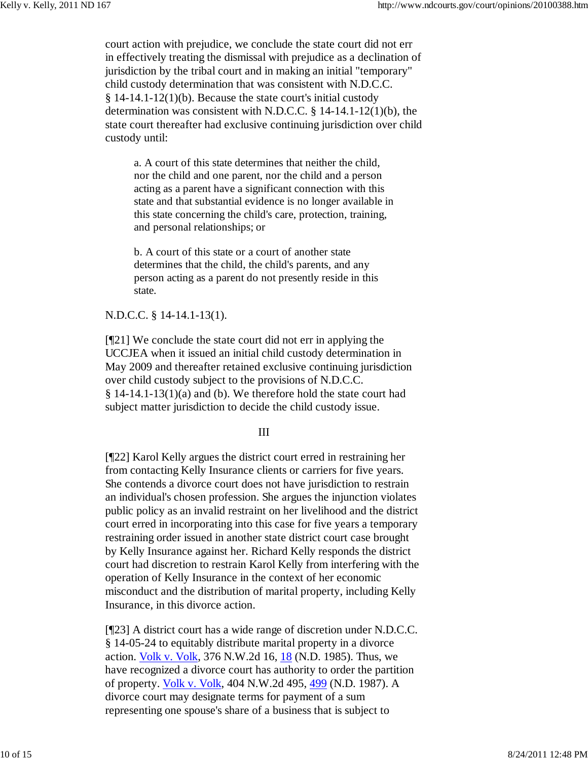court action with prejudice, we conclude the state court did not err in effectively treating the dismissal with prejudice as a declination of jurisdiction by the tribal court and in making an initial "temporary" child custody determination that was consistent with N.D.C.C. § 14-14.1-12(1)(b). Because the state court's initial custody determination was consistent with N.D.C.C. § 14-14.1-12(1)(b), the state court thereafter had exclusive continuing jurisdiction over child custody until:

> a. A court of this state determines that neither the child, nor the child and one parent, nor the child and a person acting as a parent have a significant connection with this state and that substantial evidence is no longer available in this state concerning the child's care, protection, training, and personal relationships; or
>
> b. A court of this state or a court of another state determines that the child, the child's parents, and any person acting as a parent do not presently reside in this state.

N.D.C.C. § 14-14.1-13(1).

[¶21] We conclude the state court did not err in applying the UCCJEA when it issued an initial child custody determination in May 2009 and thereafter retained exclusive continuing jurisdiction over child custody subject to the provisions of N.D.C.C. § 14-14.1-13(1)(a) and (b). We therefore hold the state court had subject matter jurisdiction to decide the child custody issue.

III

[¶22] Karol Kelly argues the district court erred in restraining her from contacting Kelly Insurance clients or carriers for five years. She contends a divorce court does not have jurisdiction to restrain an individual's chosen profession. She argues the injunction violates public policy as an invalid restraint on her livelihood and the district court erred in incorporating into this case for five years a temporary restraining order issued in another state district court case brought by Kelly Insurance against her. Richard Kelly responds the district court had discretion to restrain Karol Kelly from interfering with the operation of Kelly Insurance in the context of her economic misconduct and the distribution of marital property, including Kelly Insurance, in this divorce action.

[¶23] A district court has a wide range of discretion under N.D.C.C. § 14-05-24 to equitably distribute marital property in a divorce action. Volk v. Volk, 376 N.W.2d 16, 18 (N.D. 1985). Thus, we have recognized a divorce court has authority to order the partition of property. Volk v. Volk, 404 N.W.2d 495, 499 (N.D. 1987). A divorce court may designate terms for payment of a sum representing one spouse's share of a business that is subject to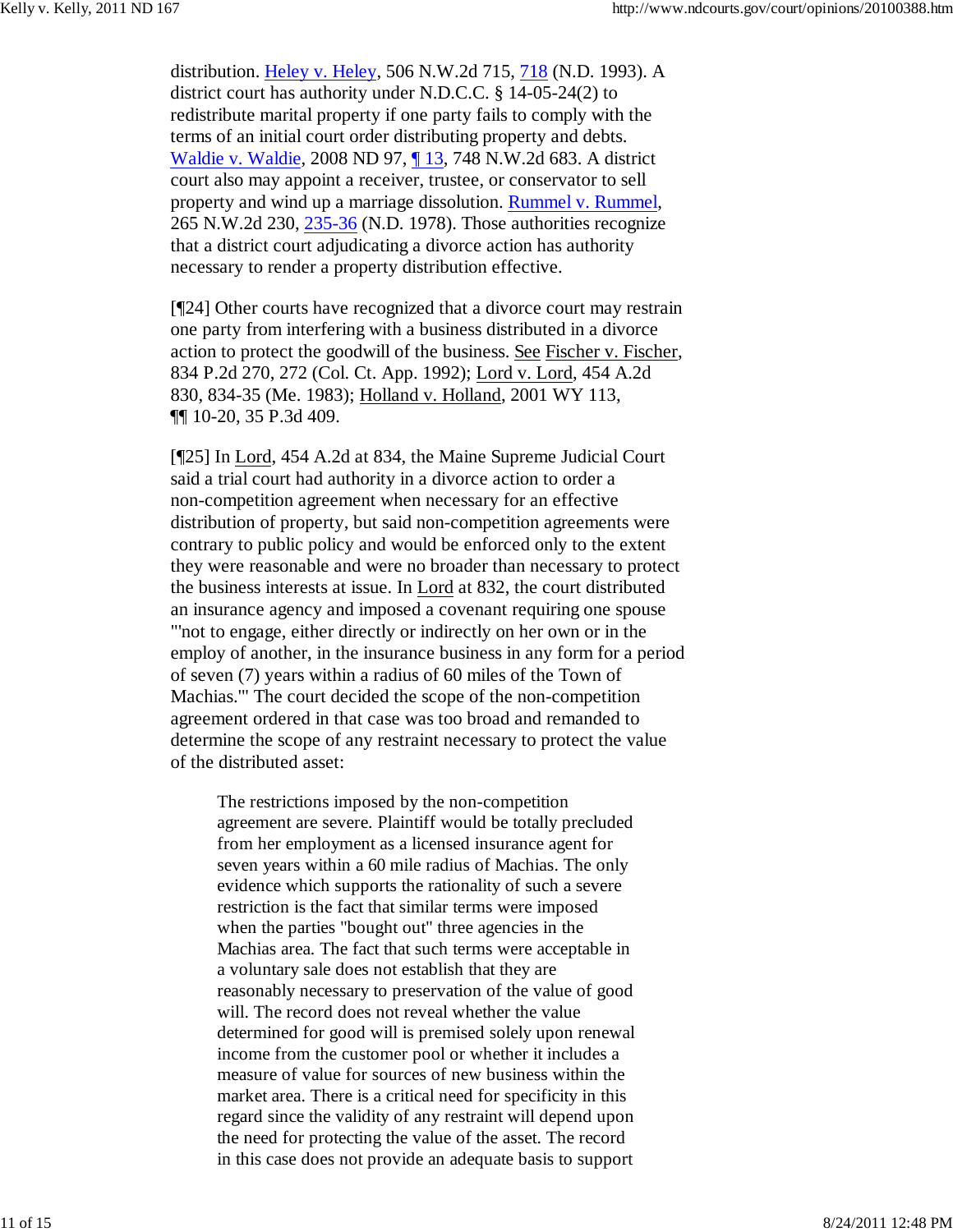distribution. Heley v. Heley, 506 N.W.2d 715, 718 (N.D. 1993). A district court has authority under N.D.C.C. § 14-05-24(2) to redistribute marital property if one party fails to comply with the terms of an initial court order distributing property and debts. Waldie v. Waldie, 2008 ND 97, ¶ 13, 748 N.W.2d 683. A district court also may appoint a receiver, trustee, or conservator to sell property and wind up a marriage dissolution. Rummel v. Rummel, 265 N.W.2d 230, 235-36 (N.D. 1978). Those authorities recognize that a district court adjudicating a divorce action has authority necessary to render a property distribution effective.

[¶24] Other courts have recognized that a divorce court may restrain one party from interfering with a business distributed in a divorce action to protect the goodwill of the business. See Fischer v. Fischer, 834 P.2d 270, 272 (Col. Ct. App. 1992); Lord v. Lord, 454 A.2d 830, 834-35 (Me. 1983); Holland v. Holland, 2001 WY 113, ¶¶ 10-20, 35 P.3d 409.

[¶25] In Lord, 454 A.2d at 834, the Maine Supreme Judicial Court said a trial court had authority in a divorce action to order a non-competition agreement when necessary for an effective distribution of property, but said non-competition agreements were contrary to public policy and would be enforced only to the extent they were reasonable and were no broader than necessary to protect the business interests at issue. In Lord at 832, the court distributed an insurance agency and imposed a covenant requiring one spouse "'not to engage, either directly or indirectly on her own or in the employ of another, in the insurance business in any form for a period of seven (7) years within a radius of 60 miles of the Town of Machias.'" The court decided the scope of the non-competition agreement ordered in that case was too broad and remanded to determine the scope of any restraint necessary to protect the value of the distributed asset:

> The restrictions imposed by the non-competition agreement are severe. Plaintiff would be totally precluded from her employment as a licensed insurance agent for seven years within a 60 mile radius of Machias. The only evidence which supports the rationality of such a severe restriction is the fact that similar terms were imposed when the parties "bought out" three agencies in the Machias area. The fact that such terms were acceptable in a voluntary sale does not establish that they are reasonably necessary to preservation of the value of good will. The record does not reveal whether the value determined for good will is premised solely upon renewal income from the customer pool or whether it includes a measure of value for sources of new business within the market area. There is a critical need for specificity in this regard since the validity of any restraint will depend upon the need for protecting the value of the asset. The record in this case does not provide an adequate basis to support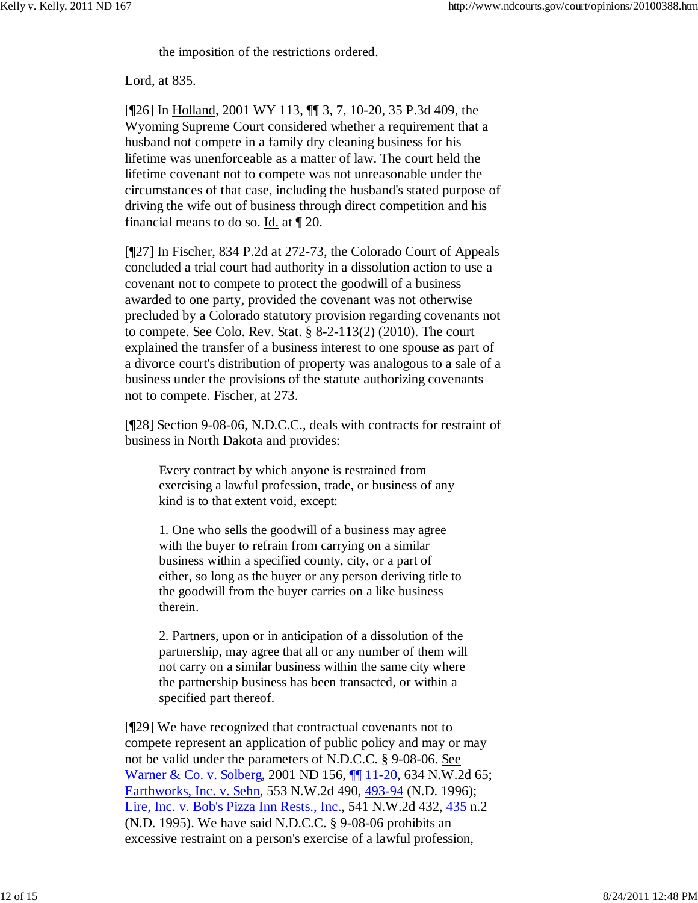> the imposition of the restrictions ordered.

Lord, at 835.

[¶26] In Holland, 2001 WY 113, ¶¶ 3, 7, 10-20, 35 P.3d 409, the Wyoming Supreme Court considered whether a requirement that a husband not compete in a family dry cleaning business for his lifetime was unenforceable as a matter of law. The court held the lifetime covenant not to compete was not unreasonable under the circumstances of that case, including the husband's stated purpose of driving the wife out of business through direct competition and his financial means to do so. Id. at ¶ 20.

[¶27] In Fischer, 834 P.2d at 272-73, the Colorado Court of Appeals concluded a trial court had authority in a dissolution action to use a covenant not to compete to protect the goodwill of a business awarded to one party, provided the covenant was not otherwise precluded by a Colorado statutory provision regarding covenants not to compete. See Colo. Rev. Stat. § 8-2-113(2) (2010). The court explained the transfer of a business interest to one spouse as part of a divorce court's distribution of property was analogous to a sale of a business under the provisions of the statute authorizing covenants not to compete. Fischer, at 273.

[¶28] Section 9-08-06, N.D.C.C., deals with contracts for restraint of business in North Dakota and provides:

> Every contract by which anyone is restrained from exercising a lawful profession, trade, or business of any kind is to that extent void, except:
>
> 1. One who sells the goodwill of a business may agree with the buyer to refrain from carrying on a similar business within a specified county, city, or a part of either, so long as the buyer or any person deriving title to the goodwill from the buyer carries on a like business therein.
>
> 2. Partners, upon or in anticipation of a dissolution of the partnership, may agree that all or any number of them will not carry on a similar business within the same city where the partnership business has been transacted, or within a specified part thereof.

[¶29] We have recognized that contractual covenants not to compete represent an application of public policy and may or may not be valid under the parameters of N.D.C.C. § 9-08-06. See Warner & Co. v. Solberg, 2001 ND 156, ¶¶ 11-20, 634 N.W.2d 65; Earthworks, Inc. v. Sehn, 553 N.W.2d 490, 493-94 (N.D. 1996); Lire, Inc. v. Bob's Pizza Inn Rests., Inc., 541 N.W.2d 432, 435 n.2 (N.D. 1995). We have said N.D.C.C. § 9-08-06 prohibits an excessive restraint on a person's exercise of a lawful profession,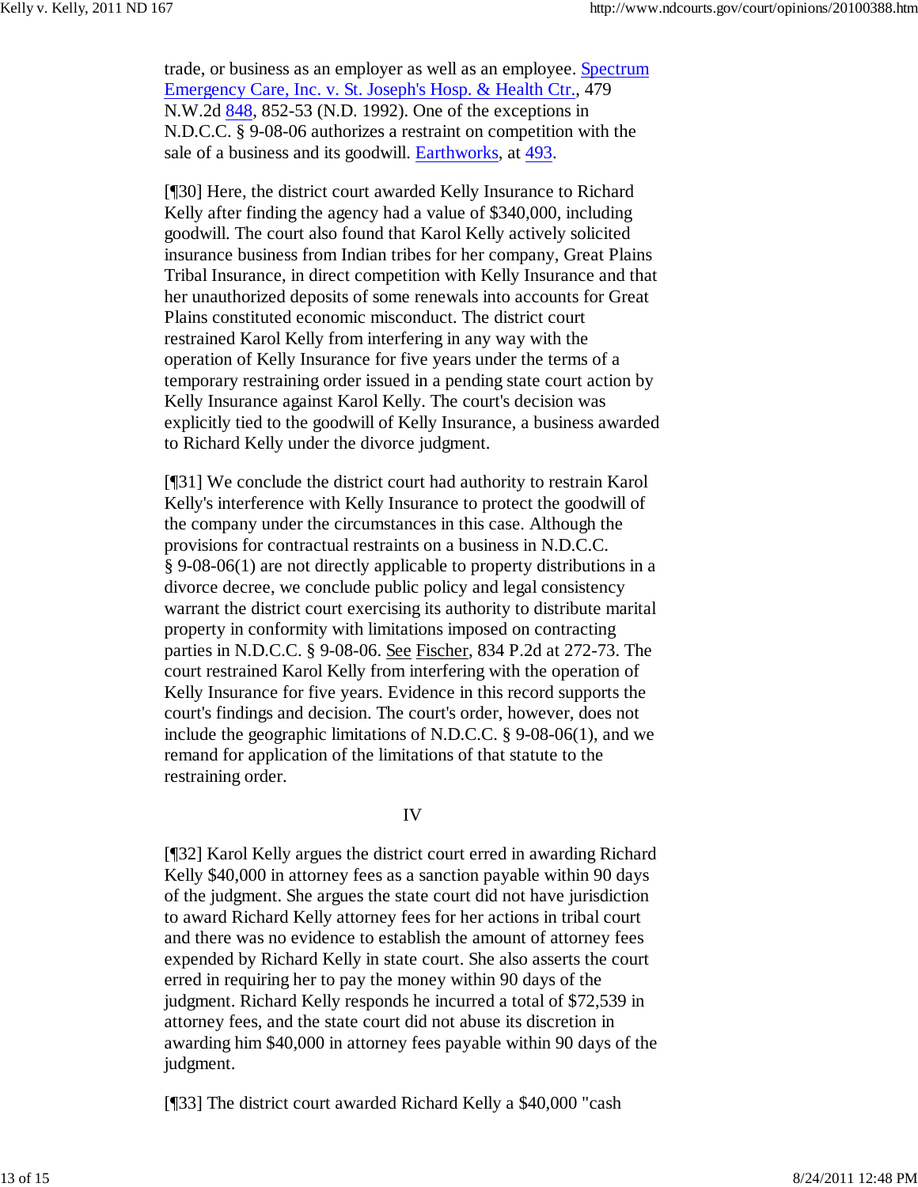trade, or business as an employer as well as an employee. Spectrum Emergency Care, Inc. v. St. Joseph's Hosp. & Health Ctr., 479 N.W.2d 848, 852-53 (N.D. 1992). One of the exceptions in N.D.C.C. § 9-08-06 authorizes a restraint on competition with the sale of a business and its goodwill. Earthworks, at 493.

[¶30] Here, the district court awarded Kelly Insurance to Richard Kelly after finding the agency had a value of $340,000, including goodwill. The court also found that Karol Kelly actively solicited insurance business from Indian tribes for her company, Great Plains Tribal Insurance, in direct competition with Kelly Insurance and that her unauthorized deposits of some renewals into accounts for Great Plains constituted economic misconduct. The district court restrained Karol Kelly from interfering in any way with the operation of Kelly Insurance for five years under the terms of a temporary restraining order issued in a pending state court action by Kelly Insurance against Karol Kelly. The court's decision was explicitly tied to the goodwill of Kelly Insurance, a business awarded to Richard Kelly under the divorce judgment.

[¶31] We conclude the district court had authority to restrain Karol Kelly's interference with Kelly Insurance to protect the goodwill of the company under the circumstances in this case. Although the provisions for contractual restraints on a business in N.D.C.C. § 9-08-06(1) are not directly applicable to property distributions in a divorce decree, we conclude public policy and legal consistency warrant the district court exercising its authority to distribute marital property in conformity with limitations imposed on contracting parties in N.D.C.C. § 9-08-06. See Fischer, 834 P.2d at 272-73. The court restrained Karol Kelly from interfering with the operation of Kelly Insurance for five years. Evidence in this record supports the court's findings and decision. The court's order, however, does not include the geographic limitations of N.D.C.C. § 9-08-06(1), and we remand for application of the limitations of that statute to the restraining order.

## IV

[¶32] Karol Kelly argues the district court erred in awarding Richard Kelly $40,000 in attorney fees as a sanction payable within 90 days of the judgment. She argues the state court did not have jurisdiction to award Richard Kelly attorney fees for her actions in tribal court and there was no evidence to establish the amount of attorney fees expended by Richard Kelly in state court. She also asserts the court erred in requiring her to pay the money within 90 days of the judgment. Richard Kelly responds he incurred a total of $72,539 in attorney fees, and the state court did not abuse its discretion in awarding him $40,000 in attorney fees payable within 90 days of the judgment.

[¶33] The district court awarded Richard Kelly a $40,000 "cash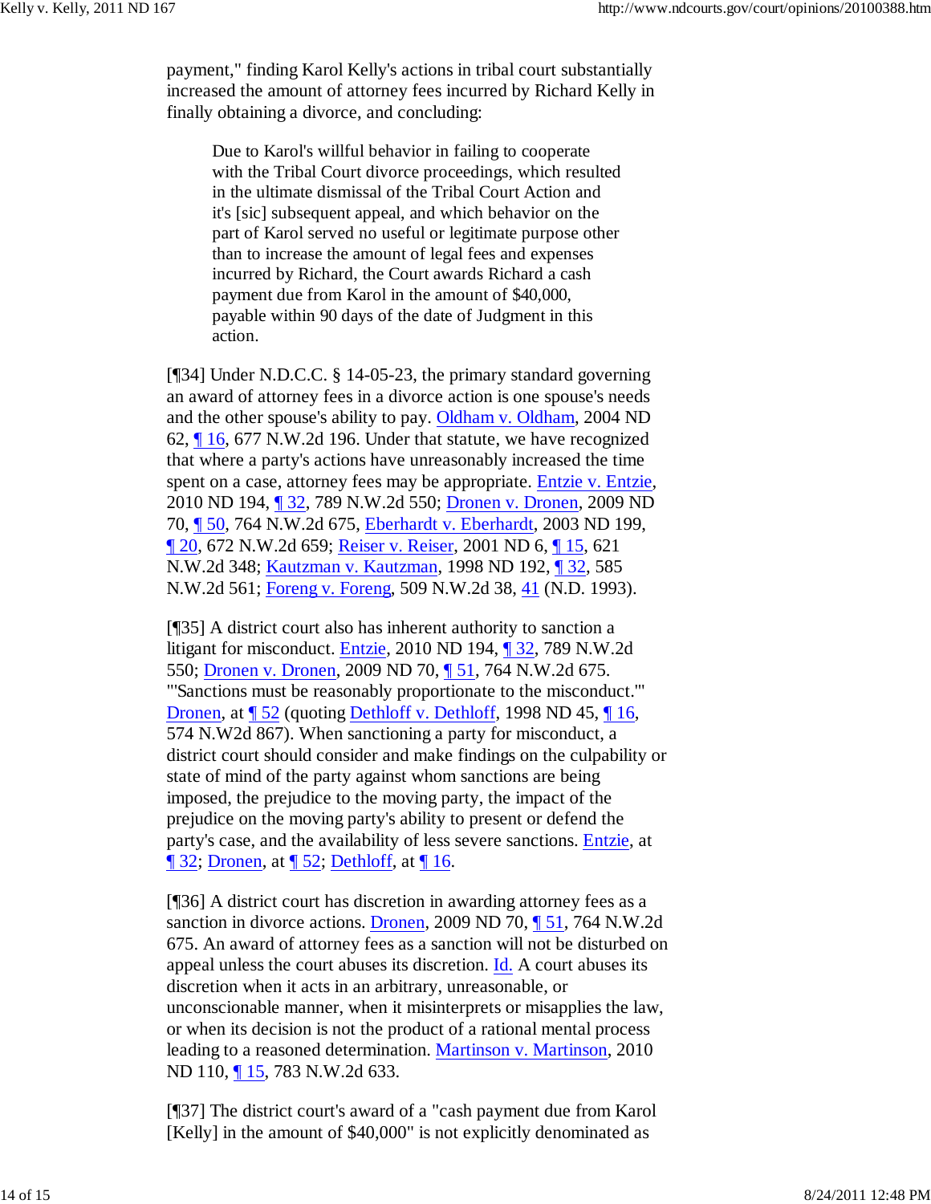payment," finding Karol Kelly's actions in tribal court substantially increased the amount of attorney fees incurred by Richard Kelly in finally obtaining a divorce, and concluding:

> Due to Karol's willful behavior in failing to cooperate with the Tribal Court divorce proceedings, which resulted in the ultimate dismissal of the Tribal Court Action and it's [sic] subsequent appeal, and which behavior on the part of Karol served no useful or legitimate purpose other than to increase the amount of legal fees and expenses incurred by Richard, the Court awards Richard a cash payment due from Karol in the amount of $40,000, payable within 90 days of the date of Judgment in this action.

[¶34] Under N.D.C.C. § 14-05-23, the primary standard governing an award of attorney fees in a divorce action is one spouse's needs and the other spouse's ability to pay. Oldham v. Oldham, 2004 ND 62, ¶ 16, 677 N.W.2d 196. Under that statute, we have recognized that where a party's actions have unreasonably increased the time spent on a case, attorney fees may be appropriate. Entzie v. Entzie, 2010 ND 194, ¶ 32, 789 N.W.2d 550; Dronen v. Dronen, 2009 ND 70, ¶ 50, 764 N.W.2d 675, Eberhardt v. Eberhardt, 2003 ND 199, ¶ 20, 672 N.W.2d 659; Reiser v. Reiser, 2001 ND 6, ¶ 15, 621 N.W.2d 348; Kautzman v. Kautzman, 1998 ND 192, ¶ 32, 585 N.W.2d 561; Foreng v. Foreng, 509 N.W.2d 38, 41 (N.D. 1993).

[¶35] A district court also has inherent authority to sanction a litigant for misconduct. Entzie, 2010 ND 194, ¶ 32, 789 N.W.2d 550; Dronen v. Dronen, 2009 ND 70, ¶ 51, 764 N.W.2d 675. "'Sanctions must be reasonably proportionate to the misconduct.'" Dronen, at ¶ 52 (quoting Dethloff v. Dethloff, 1998 ND 45, ¶ 16, 574 N.W2d 867). When sanctioning a party for misconduct, a district court should consider and make findings on the culpability or state of mind of the party against whom sanctions are being imposed, the prejudice to the moving party, the impact of the prejudice on the moving party's ability to present or defend the party's case, and the availability of less severe sanctions. Entzie, at ¶ 32; Dronen, at ¶ 52; Dethloff, at ¶ 16.

[¶36] A district court has discretion in awarding attorney fees as a sanction in divorce actions. Dronen, 2009 ND 70, ¶ 51, 764 N.W.2d 675. An award of attorney fees as a sanction will not be disturbed on appeal unless the court abuses its discretion. Id. A court abuses its discretion when it acts in an arbitrary, unreasonable, or unconscionable manner, when it misinterprets or misapplies the law, or when its decision is not the product of a rational mental process leading to a reasoned determination. Martinson v. Martinson, 2010 ND 110, ¶ 15, 783 N.W.2d 633.

[¶37] The district court's award of a "cash payment due from Karol [Kelly] in the amount of $40,000" is not explicitly denominated as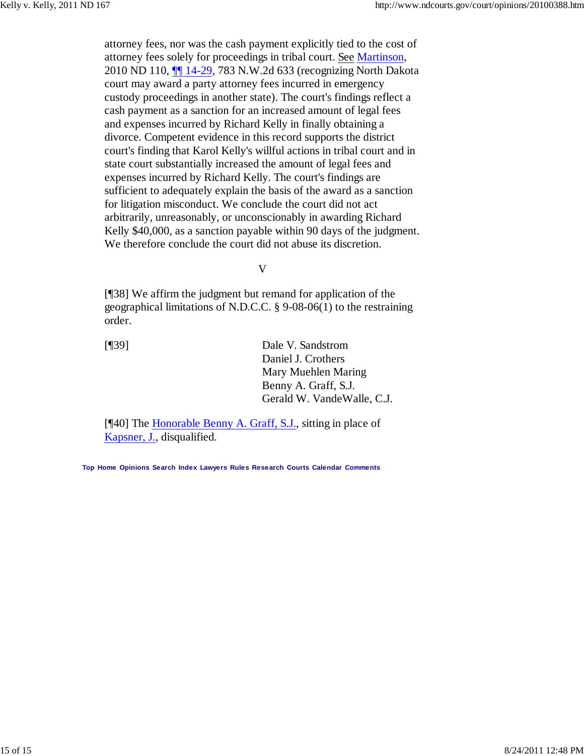attorney fees, nor was the cash payment explicitly tied to the cost of attorney fees solely for proceedings in tribal court. See Martinson, 2010 ND 110, ¶¶ 14-29, 783 N.W.2d 633 (recognizing North Dakota court may award a party attorney fees incurred in emergency custody proceedings in another state). The court's findings reflect a cash payment as a sanction for an increased amount of legal fees and expenses incurred by Richard Kelly in finally obtaining a divorce. Competent evidence in this record supports the district court's finding that Karol Kelly's willful actions in tribal court and in state court substantially increased the amount of legal fees and expenses incurred by Richard Kelly. The court's findings are sufficient to adequately explain the basis of the award as a sanction for litigation misconduct. We conclude the court did not act arbitrarily, unreasonably, or unconscionably in awarding Richard Kelly $40,000, as a sanction payable within 90 days of the judgment. We therefore conclude the court did not abuse its discretion.

## V

[¶38] We affirm the judgment but remand for application of the geographical limitations of N.D.C.C. § 9-08-06(1) to the restraining order.

[¶39]

Dale V. Sandstrom
Daniel J. Crothers
Mary Muehlen Maring
Benny A. Graff, S.J.
Gerald W. VandeWalle, C.J.

[¶40] The Honorable Benny A. Graff, S.J., sitting in place of Kapsner, J., disqualified.